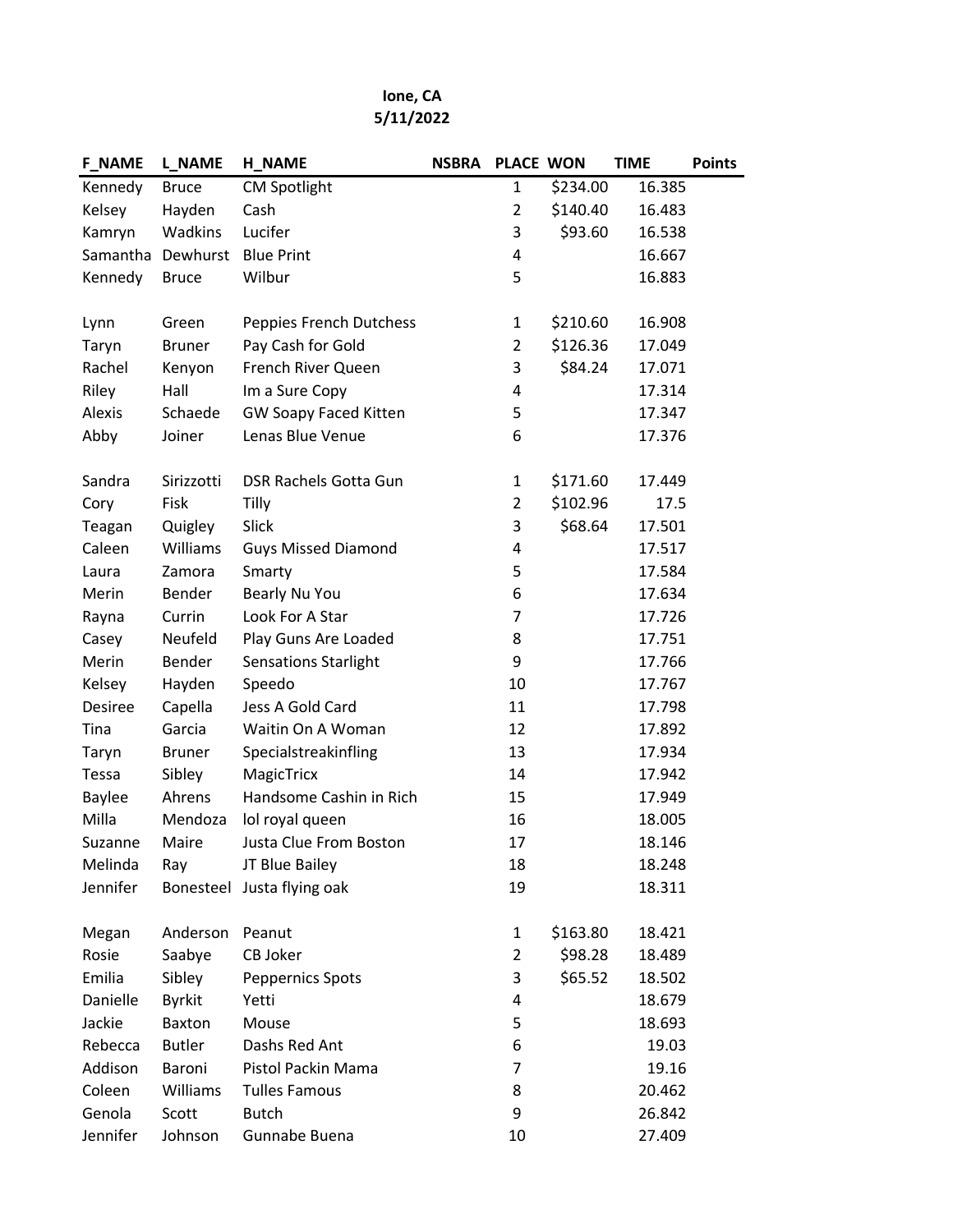**Ione, CA**
**5/11/2022**

| F_NAME | L_NAME | H_NAME | NSBRA | PLACE | WON | TIME | Points |
|---|---|---|---|---|---|---|---|
| Kennedy | Bruce | CM Spotlight | | 1 | $234.00 | 16.385 | |
| Kelsey | Hayden | Cash | | 2 | $140.40 | 16.483 | |
| Kamryn | Wadkins | Lucifer | | 3 | $93.60 | 16.538 | |
| Samantha | Dewhurst | Blue Print | | 4 | | 16.667 | |
| Kennedy | Bruce | Wilbur | | 5 | | 16.883 | |
| | | | | | | | |
| Lynn | Green | Peppies French Dutchess | | 1 | $210.60 | 16.908 | |
| Taryn | Bruner | Pay Cash for Gold | | 2 | $126.36 | 17.049 | |
| Rachel | Kenyon | French River Queen | | 3 | $84.24 | 17.071 | |
| Riley | Hall | Im a Sure Copy | | 4 | | 17.314 | |
| Alexis | Schaede | GW Soapy Faced Kitten | | 5 | | 17.347 | |
| Abby | Joiner | Lenas Blue Venue | | 6 | | 17.376 | |
| | | | | | | | |
| Sandra | Sirizzotti | DSR Rachels Gotta Gun | | 1 | $171.60 | 17.449 | |
| Cory | Fisk | Tilly | | 2 | $102.96 | 17.5 | |
| Teagan | Quigley | Slick | | 3 | $68.64 | 17.501 | |
| Caleen | Williams | Guys Missed Diamond | | 4 | | 17.517 | |
| Laura | Zamora | Smarty | | 5 | | 17.584 | |
| Merin | Bender | Bearly Nu You | | 6 | | 17.634 | |
| Rayna | Currin | Look For A Star | | 7 | | 17.726 | |
| Casey | Neufeld | Play Guns Are Loaded | | 8 | | 17.751 | |
| Merin | Bender | Sensations Starlight | | 9 | | 17.766 | |
| Kelsey | Hayden | Speedo | | 10 | | 17.767 | |
| Desiree | Capella | Jess A Gold Card | | 11 | | 17.798 | |
| Tina | Garcia | Waitin On A Woman | | 12 | | 17.892 | |
| Taryn | Bruner | Specialstreakinfling | | 13 | | 17.934 | |
| Tessa | Sibley | MagicTricx | | 14 | | 17.942 | |
| Baylee | Ahrens | Handsome Cashin in Rich | | 15 | | 17.949 | |
| Milla | Mendoza | lol royal queen | | 16 | | 18.005 | |
| Suzanne | Maire | Justa Clue From Boston | | 17 | | 18.146 | |
| Melinda | Ray | JT Blue Bailey | | 18 | | 18.248 | |
| Jennifer | Bonesteel | Justa flying oak | | 19 | | 18.311 | |
| | | | | | | | |
| Megan | Anderson | Peanut | | 1 | $163.80 | 18.421 | |
| Rosie | Saabye | CB Joker | | 2 | $98.28 | 18.489 | |
| Emilia | Sibley | Peppernics Spots | | 3 | $65.52 | 18.502 | |
| Danielle | Byrkit | Yetti | | 4 | | 18.679 | |
| Jackie | Baxton | Mouse | | 5 | | 18.693 | |
| Rebecca | Butler | Dashs Red Ant | | 6 | | 19.03 | |
| Addison | Baroni | Pistol Packin Mama | | 7 | | 19.16 | |
| Coleen | Williams | Tulles Famous | | 8 | | 20.462 | |
| Genola | Scott | Butch | | 9 | | 26.842 | |
| Jennifer | Johnson | Gunnabe Buena | | 10 | | 27.409 | |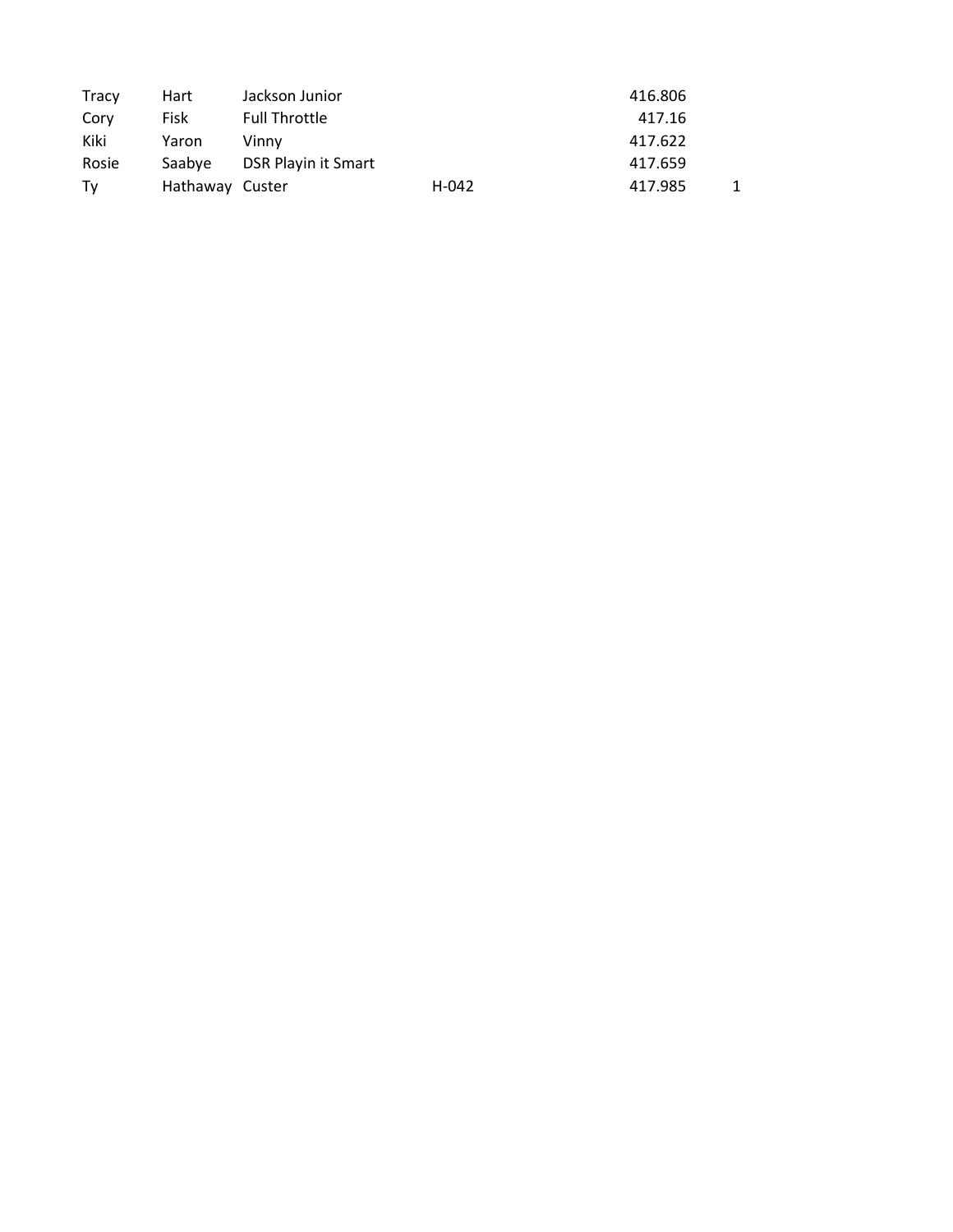| | | | | | |
|---|---|---|---|---|---|
| Tracy | Hart | Jackson Junior | | 416.806 | |
| Cory | Fisk | Full Throttle | | 417.16 | |
| Kiki | Yaron | Vinny | | 417.622 | |
| Rosie | Saabye | DSR Playin it Smart | | 417.659 | |
| Ty | Hathaway | Custer | H-042 | 417.985 | 1 |